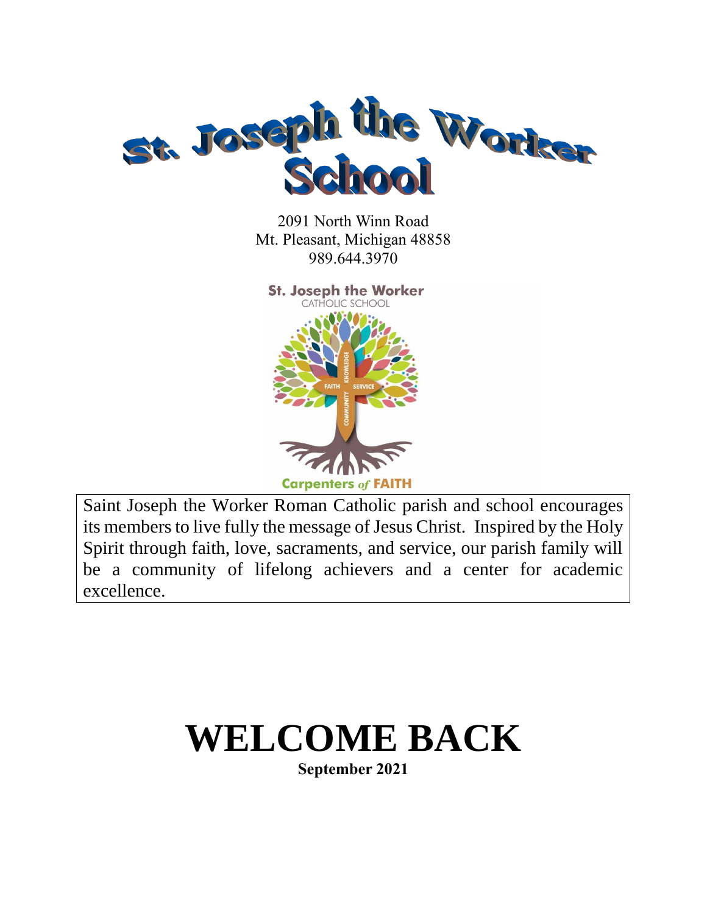# St. Joseph the Worker School

2091 North Winn Road
Mt. Pleasant, Michigan 48858
989.644.3970

St. Joseph the Worker
CATHOLIC SCHOOL

FAITH SERVICE KNOWLEDGE COMMUNITY

Carpenters *of* FAITH

Saint Joseph the Worker Roman Catholic parish and school encourages its members to live fully the message of Jesus Christ. Inspired by the Holy Spirit through faith, love, sacraments, and service, our parish family will be a community of lifelong achievers and a center for academic excellence.

# WELCOME BACK

**September 2021**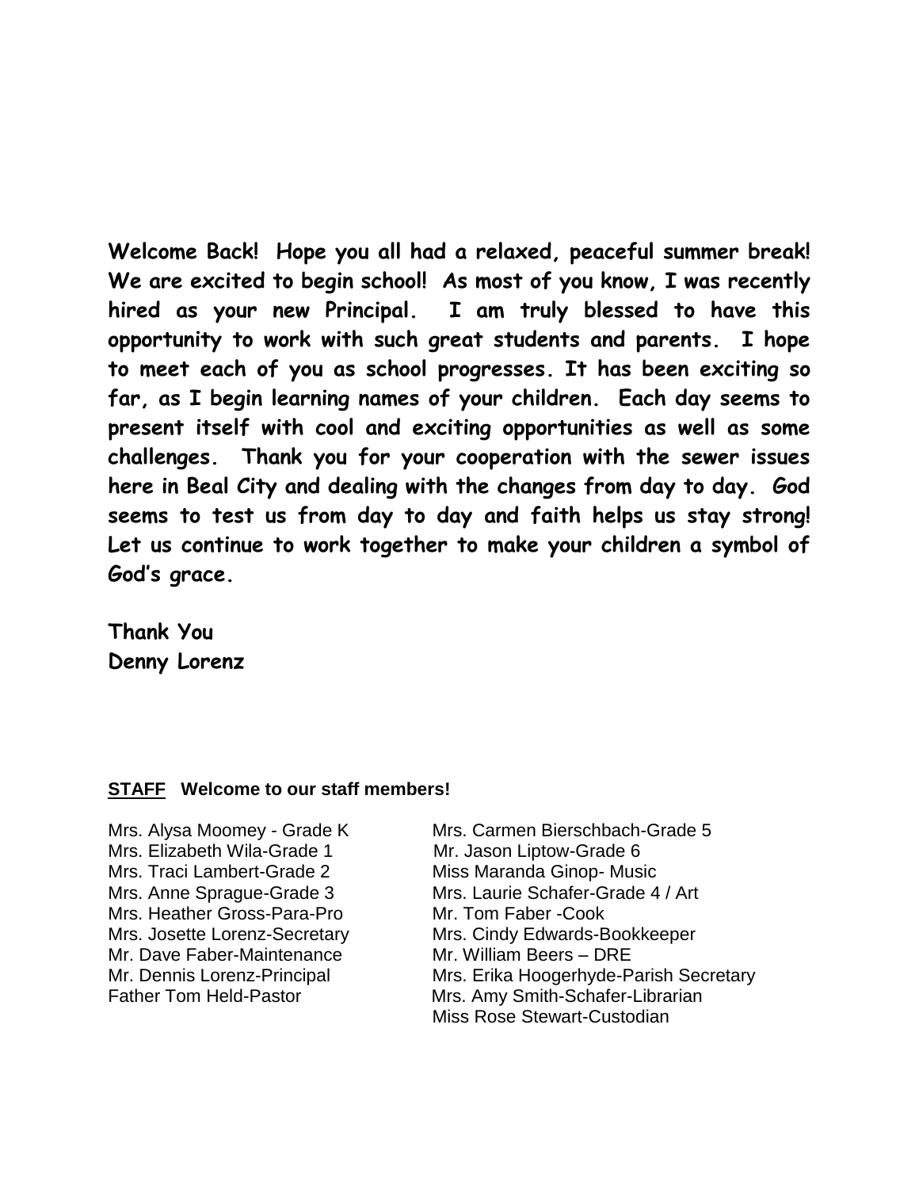**Welcome Back! Hope you all had a relaxed, peaceful summer break! We are excited to begin school! As most of you know, I was recently hired as your new Principal. I am truly blessed to have this opportunity to work with such great students and parents. I hope to meet each of you as school progresses. It has been exciting so far, as I begin learning names of your children. Each day seems to present itself with cool and exciting opportunities as well as some challenges. Thank you for your cooperation with the sewer issues here in Beal City and dealing with the changes from day to day. God seems to test us from day to day and faith helps us stay strong! Let us continue to work together to make your children a symbol of God's grace.**

**Thank You**
**Denny Lorenz**

**STAFF** **Welcome to our staff members!**

Mrs. Alysa Moomey - Grade K
Mrs. Elizabeth Wila-Grade 1
Mrs. Traci Lambert-Grade 2
Mrs. Anne Sprague-Grade 3
Mrs. Heather Gross-Para-Pro
Mrs. Josette Lorenz-Secretary
Mr. Dave Faber-Maintenance
Mr. Dennis Lorenz-Principal
Father Tom Held-Pastor
Mrs. Carmen Bierschbach-Grade 5
Mr. Jason Liptow-Grade 6
Miss Maranda Ginop- Music
Mrs. Laurie Schafer-Grade 4 / Art
Mr. Tom Faber -Cook
Mrs. Cindy Edwards-Bookkeeper
Mr. William Beers – DRE
Mrs. Erika Hoogerhyde-Parish Secretary
Mrs. Amy Smith-Schafer-Librarian
Miss Rose Stewart-Custodian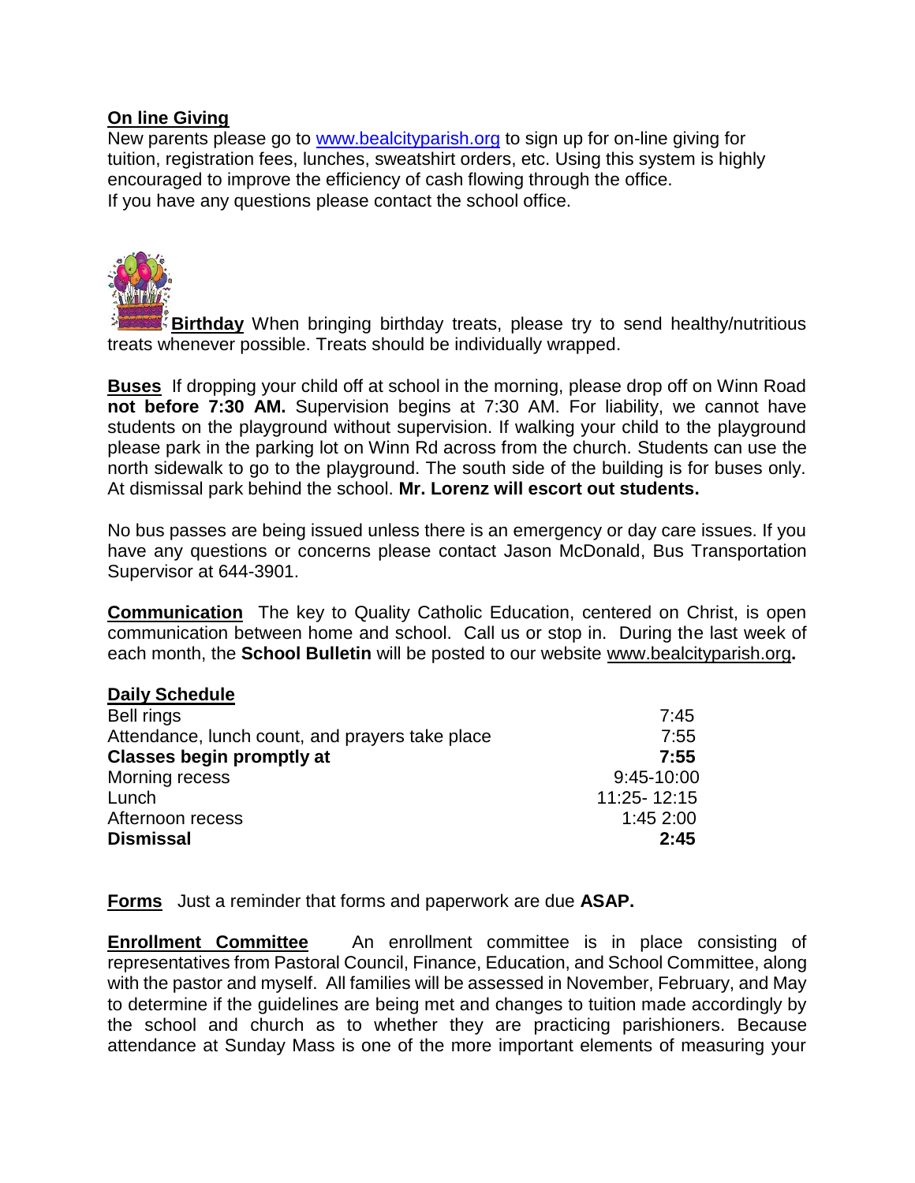**On line Giving**

New parents please go to www.bealcityparish.org to sign up for on-line giving for tuition, registration fees, lunches, sweatshirt orders, etc. Using this system is highly encouraged to improve the efficiency of cash flowing through the office.
If you have any questions please contact the school office.

**Birthday** When bringing birthday treats, please try to send healthy/nutritious treats whenever possible. Treats should be individually wrapped.

**Buses** If dropping your child off at school in the morning, please drop off on Winn Road **not before 7:30 AM.** Supervision begins at 7:30 AM. For liability, we cannot have students on the playground without supervision. If walking your child to the playground please park in the parking lot on Winn Rd across from the church. Students can use the north sidewalk to go to the playground. The south side of the building is for buses only. At dismissal park behind the school. **Mr. Lorenz will escort out students.**

No bus passes are being issued unless there is an emergency or day care issues. If you have any questions or concerns please contact Jason McDonald, Bus Transportation Supervisor at 644-3901.

**Communication** The key to Quality Catholic Education, centered on Christ, is open communication between home and school. Call us or stop in. During the last week of each month, the **School Bulletin** will be posted to our website www.bealcityparish.org**.**

**Daily Schedule**

| | |
|---|---|
| Bell rings | 7:45 |
| Attendance, lunch count, and prayers take place | 7:55 |
| **Classes begin promptly at** | **7:55** |
| Morning recess | 9:45-10:00 |
| Lunch | 11:25- 12:15 |
| Afternoon recess | 1:45 2:00 |
| **Dismissal** | **2:45** |

**Forms** Just a reminder that forms and paperwork are due **ASAP.**

**Enrollment Committee** An enrollment committee is in place consisting of representatives from Pastoral Council, Finance, Education, and School Committee, along with the pastor and myself. All families will be assessed in November, February, and May to determine if the guidelines are being met and changes to tuition made accordingly by the school and church as to whether they are practicing parishioners. Because attendance at Sunday Mass is one of the more important elements of measuring your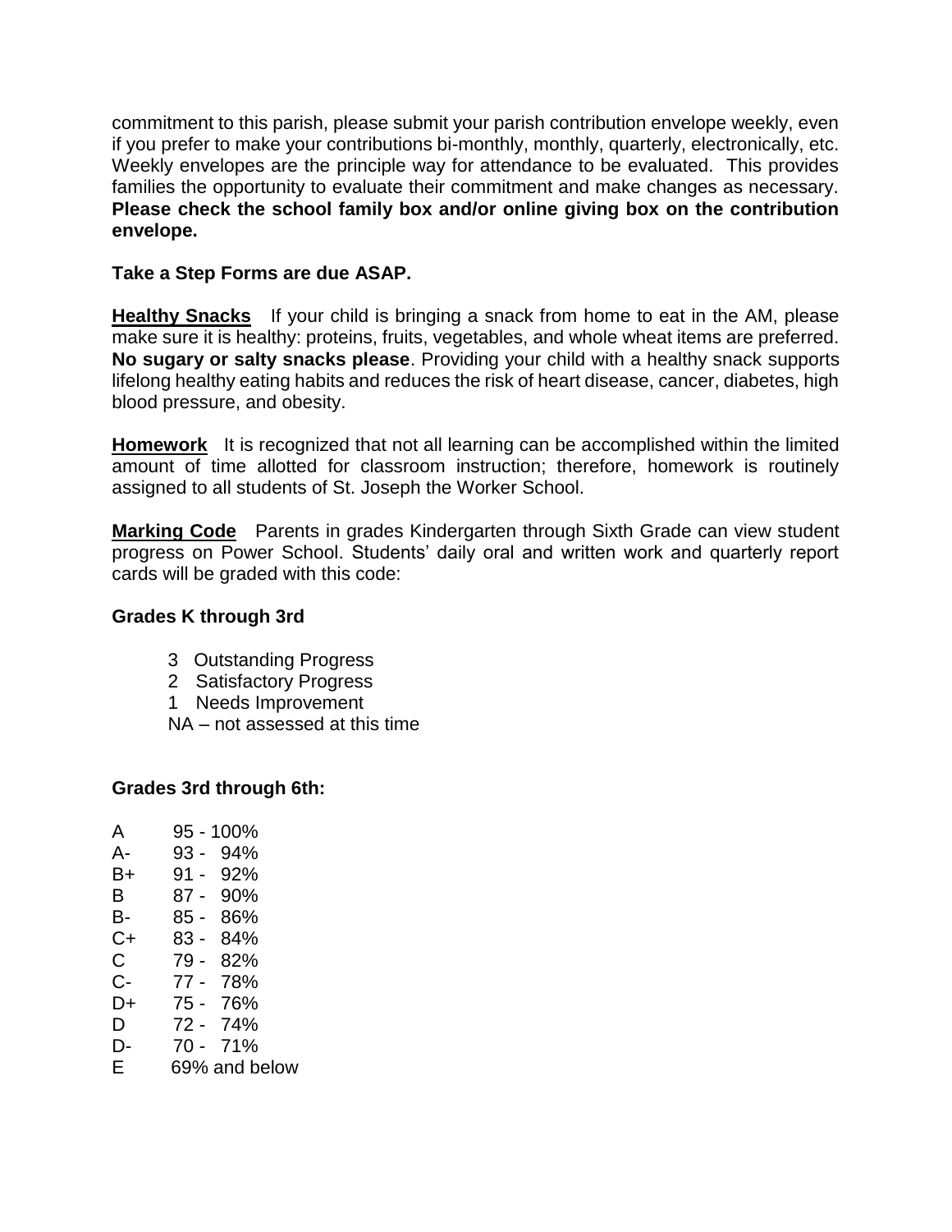commitment to this parish, please submit your parish contribution envelope weekly, even if you prefer to make your contributions bi-monthly, monthly, quarterly, electronically, etc. Weekly envelopes are the principle way for attendance to be evaluated. This provides families the opportunity to evaluate their commitment and make changes as necessary. **Please check the school family box and/or online giving box on the contribution envelope.**

**Take a Step Forms are due ASAP.**

**Healthy Snacks** If your child is bringing a snack from home to eat in the AM, please make sure it is healthy: proteins, fruits, vegetables, and whole wheat items are preferred. **No sugary or salty snacks please**. Providing your child with a healthy snack supports lifelong healthy eating habits and reduces the risk of heart disease, cancer, diabetes, high blood pressure, and obesity.

**Homework** It is recognized that not all learning can be accomplished within the limited amount of time allotted for classroom instruction; therefore, homework is routinely assigned to all students of St. Joseph the Worker School.

**Marking Code** Parents in grades Kindergarten through Sixth Grade can view student progress on Power School. Students' daily oral and written work and quarterly report cards will be graded with this code:

**Grades K through 3rd**

- 3 Outstanding Progress
- 2 Satisfactory Progress
- 1 Needs Improvement
- NA – not assessed at this time

**Grades 3rd through 6th:**

| | |
|---|---|
| A | 95 - 100% |
| A- | 93 - 94% |
| B+ | 91 - 92% |
| B | 87 - 90% |
| B- | 85 - 86% |
| C+ | 83 - 84% |
| C | 79 - 82% |
| C- | 77 - 78% |
| D+ | 75 - 76% |
| D | 72 - 74% |
| D- | 70 - 71% |
| E | 69% and below |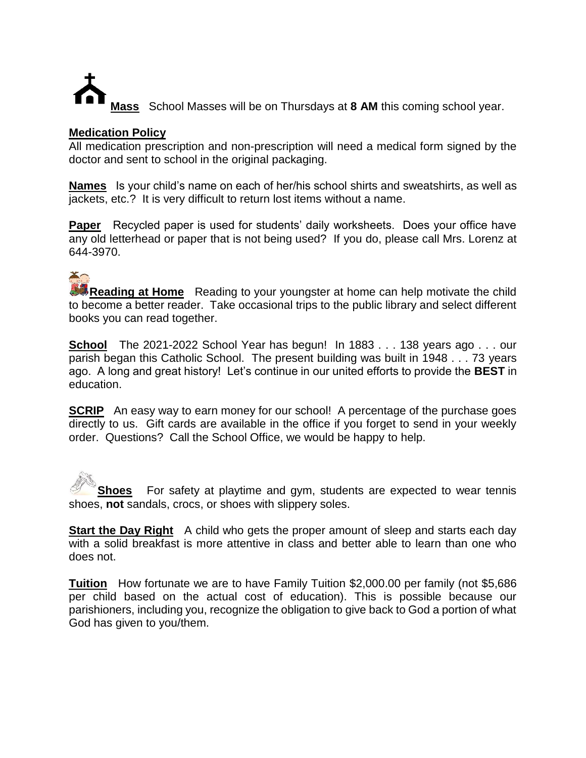**Mass** School Masses will be on Thursdays at **8 AM** this coming school year.

**Medication Policy**

All medication prescription and non-prescription will need a medical form signed by the doctor and sent to school in the original packaging.

**Names** Is your child's name on each of her/his school shirts and sweatshirts, as well as jackets, etc.? It is very difficult to return lost items without a name.

**Paper** Recycled paper is used for students' daily worksheets. Does your office have any old letterhead or paper that is not being used? If you do, please call Mrs. Lorenz at 644-3970.

**Reading at Home** Reading to your youngster at home can help motivate the child to become a better reader. Take occasional trips to the public library and select different books you can read together.

**School** The 2021-2022 School Year has begun! In 1883 . . . 138 years ago . . . our parish began this Catholic School. The present building was built in 1948 . . . 73 years ago. A long and great history! Let's continue in our united efforts to provide the **BEST** in education.

**SCRIP** An easy way to earn money for our school! A percentage of the purchase goes directly to us. Gift cards are available in the office if you forget to send in your weekly order. Questions? Call the School Office, we would be happy to help.

**Shoes** For safety at playtime and gym, students are expected to wear tennis shoes, **not** sandals, crocs, or shoes with slippery soles.

**Start the Day Right** A child who gets the proper amount of sleep and starts each day with a solid breakfast is more attentive in class and better able to learn than one who does not.

**Tuition** How fortunate we are to have Family Tuition $2,000.00 per family (not $5,686 per child based on the actual cost of education). This is possible because our parishioners, including you, recognize the obligation to give back to God a portion of what God has given to you/them.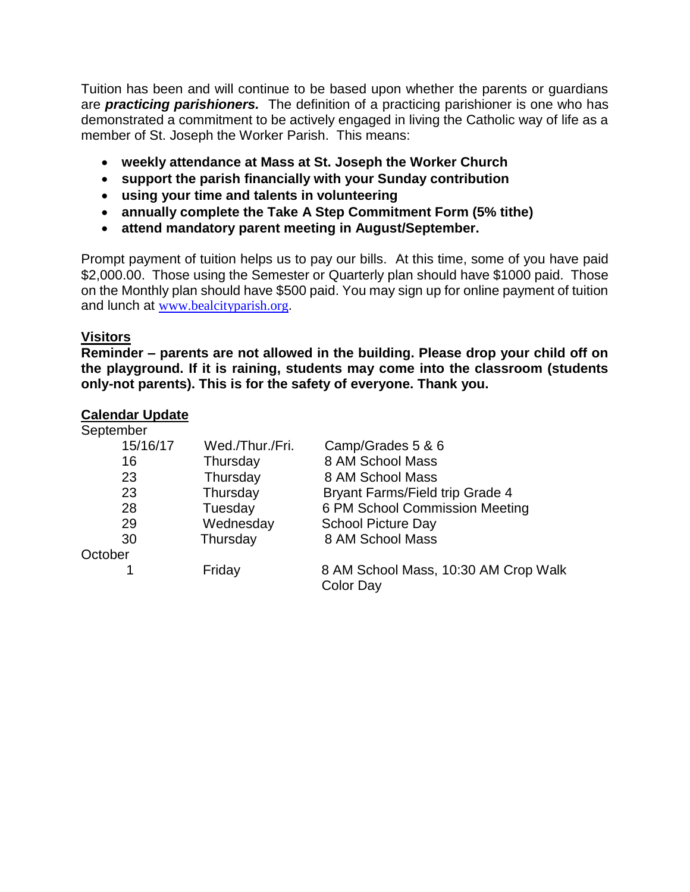Tuition has been and will continue to be based upon whether the parents or guardians are ***practicing parishioners.*** The definition of a practicing parishioner is one who has demonstrated a commitment to be actively engaged in living the Catholic way of life as a member of St. Joseph the Worker Parish. This means:

- **weekly attendance at Mass at St. Joseph the Worker Church**
- **support the parish financially with your Sunday contribution**
- **using your time and talents in volunteering**
- **annually complete the Take A Step Commitment Form (5% tithe)**
- **attend mandatory parent meeting in August/September.**

Prompt payment of tuition helps us to pay our bills. At this time, some of you have paid $2,000.00. Those using the Semester or Quarterly plan should have $1000 paid. Those on the Monthly plan should have $500 paid. You may sign up for online payment of tuition and lunch at www.bealcityparish.org.

## Visitors

**Reminder – parents are not allowed in the building. Please drop your child off on the playground. If it is raining, students may come into the classroom (students only-not parents). This is for the safety of everyone. Thank you.**

## Calendar Update

| | | |
|---|---|---|
| **September** | | |
| 15/16/17 | Wed./Thur./Fri. | Camp/Grades 5 & 6 |
| 16 | Thursday | 8 AM School Mass |
| 23 | Thursday | 8 AM School Mass |
| 23 | Thursday | Bryant Farms/Field trip Grade 4 |
| 28 | Tuesday | 6 PM School Commission Meeting |
| 29 | Wednesday | School Picture Day |
| 30 | Thursday | 8 AM School Mass |
| **October** | | |
| 1 | Friday | 8 AM School Mass, 10:30 AM Crop Walk<br>Color Day |